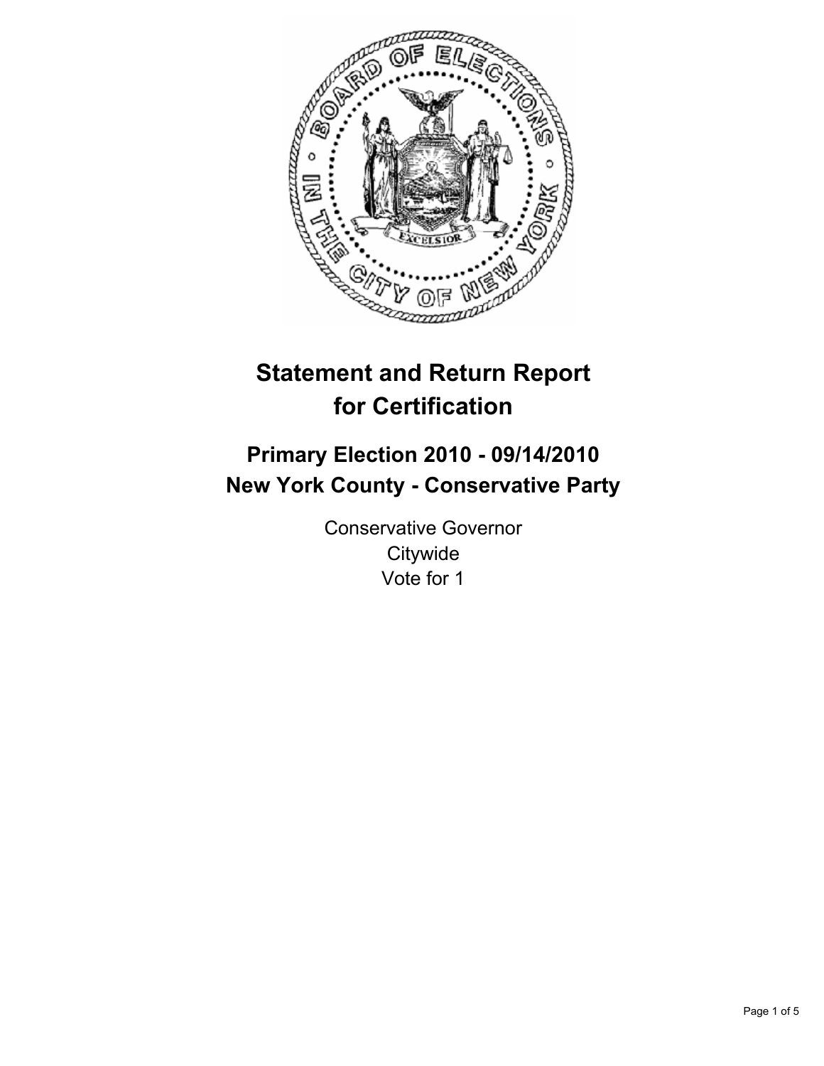# Statement and Return Report for Certification

## Primary Election 2010 - 09/14/2010
## New York County - Conservative Party

Conservative Governor
Citywide
Vote for 1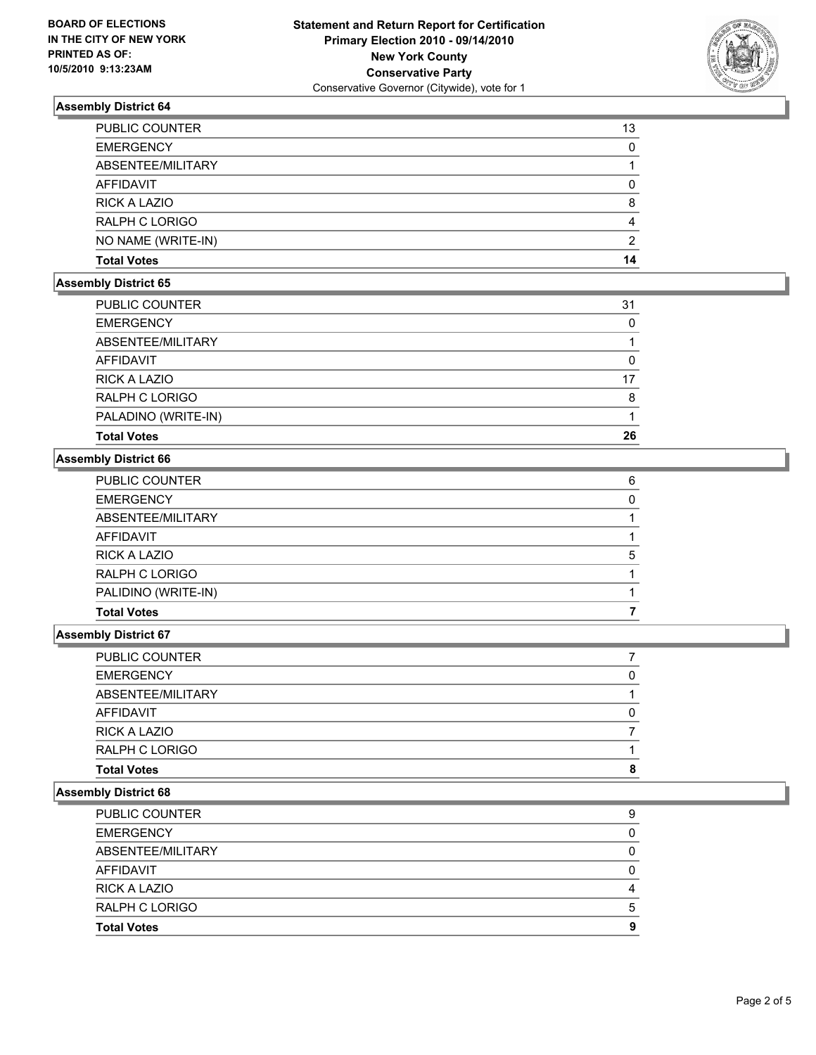**BOARD OF ELECTIONS IN THE CITY OF NEW YORK PRINTED AS OF: 10/5/2010 9:13:23AM**

**Statement and Return Report for Certification Primary Election 2010 - 09/14/2010 New York County Conservative Party**
Conservative Governor (Citywide), vote for 1

### Assembly District 64

| | |
|---|---|
| PUBLIC COUNTER | 13 |
| EMERGENCY | 0 |
| ABSENTEE/MILITARY | 1 |
| AFFIDAVIT | 0 |
| RICK A LAZIO | 8 |
| RALPH C LORIGO | 4 |
| NO NAME (WRITE-IN) | 2 |
| **Total Votes** | **14** |

### Assembly District 65

| | |
|---|---|
| PUBLIC COUNTER | 31 |
| EMERGENCY | 0 |
| ABSENTEE/MILITARY | 1 |
| AFFIDAVIT | 0 |
| RICK A LAZIO | 17 |
| RALPH C LORIGO | 8 |
| PALADINO (WRITE-IN) | 1 |
| **Total Votes** | **26** |

### Assembly District 66

| | |
|---|---|
| PUBLIC COUNTER | 6 |
| EMERGENCY | 0 |
| ABSENTEE/MILITARY | 1 |
| AFFIDAVIT | 1 |
| RICK A LAZIO | 5 |
| RALPH C LORIGO | 1 |
| PALIDINO (WRITE-IN) | 1 |
| **Total Votes** | **7** |

### Assembly District 67

| | |
|---|---|
| PUBLIC COUNTER | 7 |
| EMERGENCY | 0 |
| ABSENTEE/MILITARY | 1 |
| AFFIDAVIT | 0 |
| RICK A LAZIO | 7 |
| RALPH C LORIGO | 1 |
| **Total Votes** | **8** |

### Assembly District 68

| | |
|---|---|
| PUBLIC COUNTER | 9 |
| EMERGENCY | 0 |
| ABSENTEE/MILITARY | 0 |
| AFFIDAVIT | 0 |
| RICK A LAZIO | 4 |
| RALPH C LORIGO | 5 |
| **Total Votes** | **9** |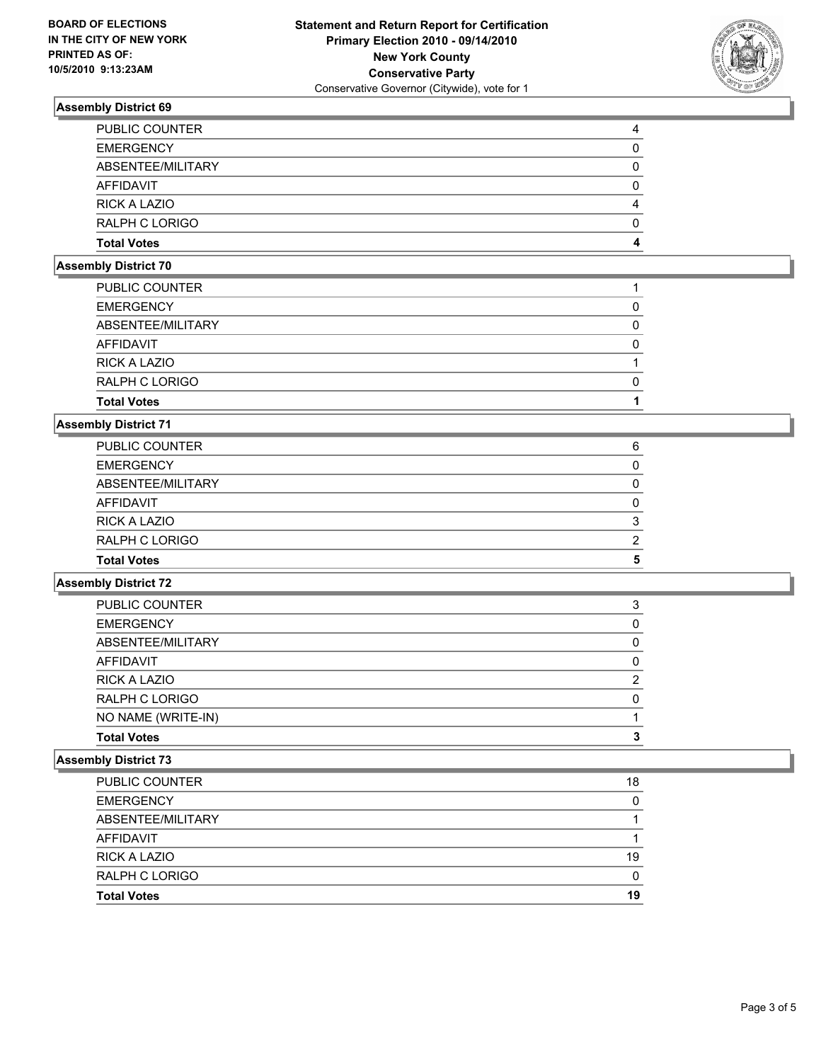**BOARD OF ELECTIONS IN THE CITY OF NEW YORK PRINTED AS OF: 10/5/2010 9:13:23AM**

# Statement and Return Report for Certification
## Primary Election 2010 - 09/14/2010
## New York County
## Conservative Party
Conservative Governor (Citywide), vote for 1

### Assembly District 69

| | |
|---|---|
| PUBLIC COUNTER | 4 |
| EMERGENCY | 0 |
| ABSENTEE/MILITARY | 0 |
| AFFIDAVIT | 0 |
| RICK A LAZIO | 4 |
| RALPH C LORIGO | 0 |
| **Total Votes** | **4** |

### Assembly District 70

| | |
|---|---|
| PUBLIC COUNTER | 1 |
| EMERGENCY | 0 |
| ABSENTEE/MILITARY | 0 |
| AFFIDAVIT | 0 |
| RICK A LAZIO | 1 |
| RALPH C LORIGO | 0 |
| **Total Votes** | **1** |

### Assembly District 71

| | |
|---|---|
| PUBLIC COUNTER | 6 |
| EMERGENCY | 0 |
| ABSENTEE/MILITARY | 0 |
| AFFIDAVIT | 0 |
| RICK A LAZIO | 3 |
| RALPH C LORIGO | 2 |
| **Total Votes** | **5** |

### Assembly District 72

| | |
|---|---|
| PUBLIC COUNTER | 3 |
| EMERGENCY | 0 |
| ABSENTEE/MILITARY | 0 |
| AFFIDAVIT | 0 |
| RICK A LAZIO | 2 |
| RALPH C LORIGO | 0 |
| NO NAME (WRITE-IN) | 1 |
| **Total Votes** | **3** |

### Assembly District 73

| | |
|---|---|
| PUBLIC COUNTER | 18 |
| EMERGENCY | 0 |
| ABSENTEE/MILITARY | 1 |
| AFFIDAVIT | 1 |
| RICK A LAZIO | 19 |
| RALPH C LORIGO | 0 |
| **Total Votes** | **19** |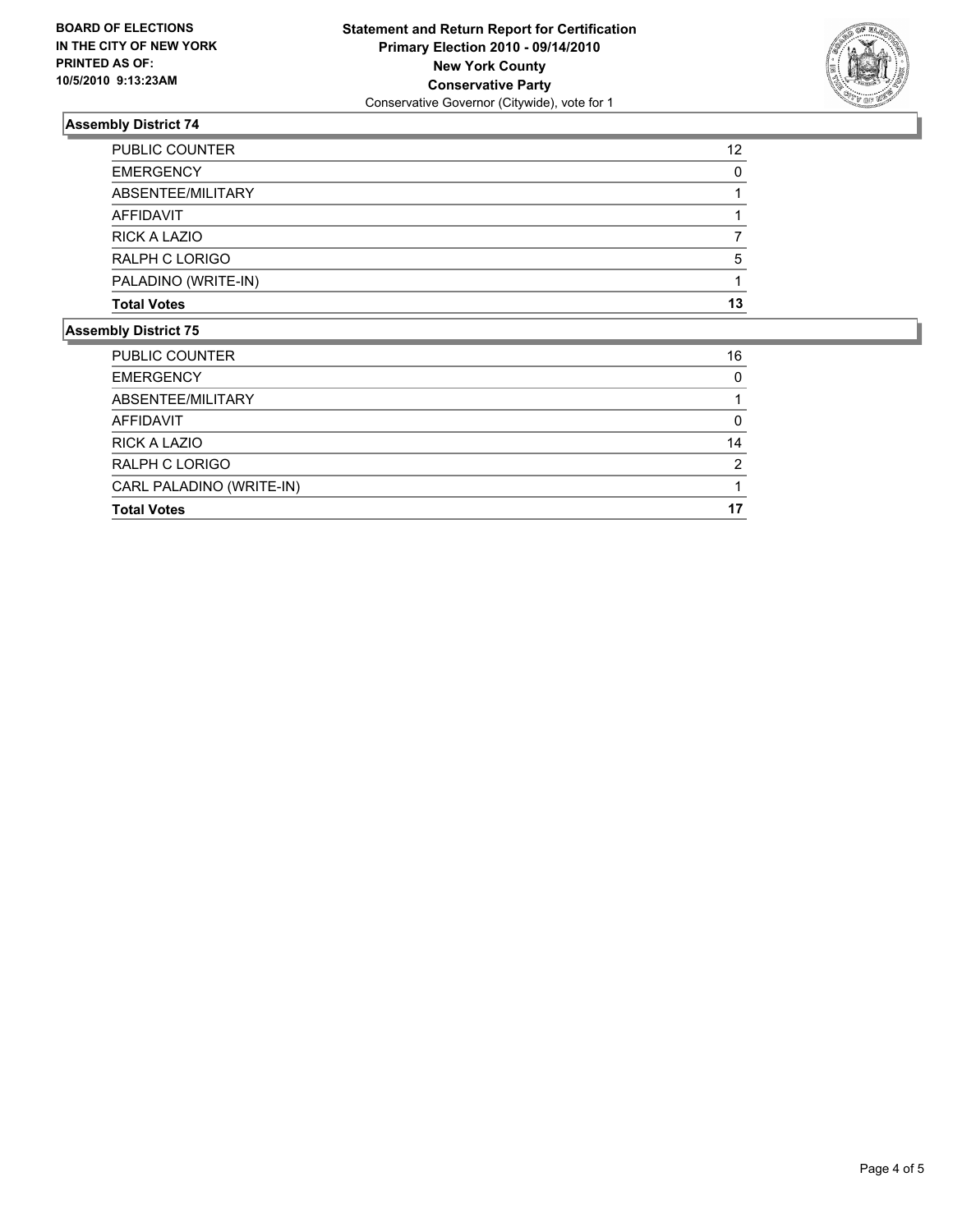**BOARD OF ELECTIONS IN THE CITY OF NEW YORK PRINTED AS OF: 10/5/2010 9:13:23AM**

**Statement and Return Report for Certification**
**Primary Election 2010 - 09/14/2010**
**New York County**
**Conservative Party**
Conservative Governor (Citywide), vote for 1

## Assembly District 74

| | |
|---|---|
| PUBLIC COUNTER | 12 |
| EMERGENCY | 0 |
| ABSENTEE/MILITARY | 1 |
| AFFIDAVIT | 1 |
| RICK A LAZIO | 7 |
| RALPH C LORIGO | 5 |
| PALADINO (WRITE-IN) | 1 |
| **Total Votes** | **13** |

## Assembly District 75

| | |
|---|---|
| PUBLIC COUNTER | 16 |
| EMERGENCY | 0 |
| ABSENTEE/MILITARY | 1 |
| AFFIDAVIT | 0 |
| RICK A LAZIO | 14 |
| RALPH C LORIGO | 2 |
| CARL PALADINO (WRITE-IN) | 1 |
| **Total Votes** | **17** |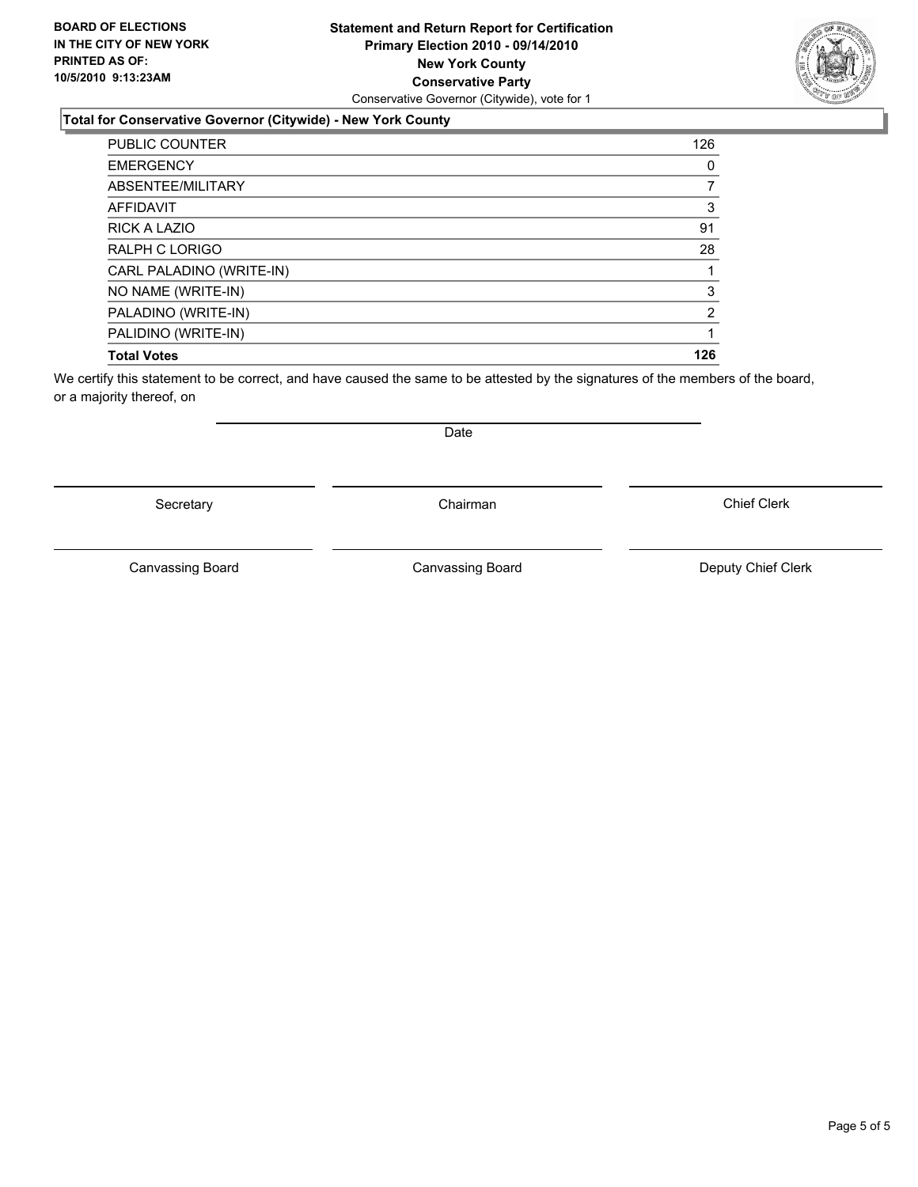**BOARD OF ELECTIONS IN THE CITY OF NEW YORK PRINTED AS OF: 10/5/2010 9:13:23AM**

**Statement and Return Report for Certification**
**Primary Election 2010 - 09/14/2010**
**New York County**
**Conservative Party**
Conservative Governor (Citywide), vote for 1

### Total for Conservative Governor (Citywide) - New York County

| | |
|---|---|
| PUBLIC COUNTER | 126 |
| EMERGENCY | 0 |
| ABSENTEE/MILITARY | 7 |
| AFFIDAVIT | 3 |
| RICK A LAZIO | 91 |
| RALPH C LORIGO | 28 |
| CARL PALADINO (WRITE-IN) | 1 |
| NO NAME (WRITE-IN) | 3 |
| PALADINO (WRITE-IN) | 2 |
| PALIDINO (WRITE-IN) | 1 |
| **Total Votes** | **126** |

We certify this statement to be correct, and have caused the same to be attested by the signatures of the members of the board, or a majority thereof, on

Date

Secretary

Chairman

Chief Clerk

Canvassing Board

Canvassing Board

Deputy Chief Clerk